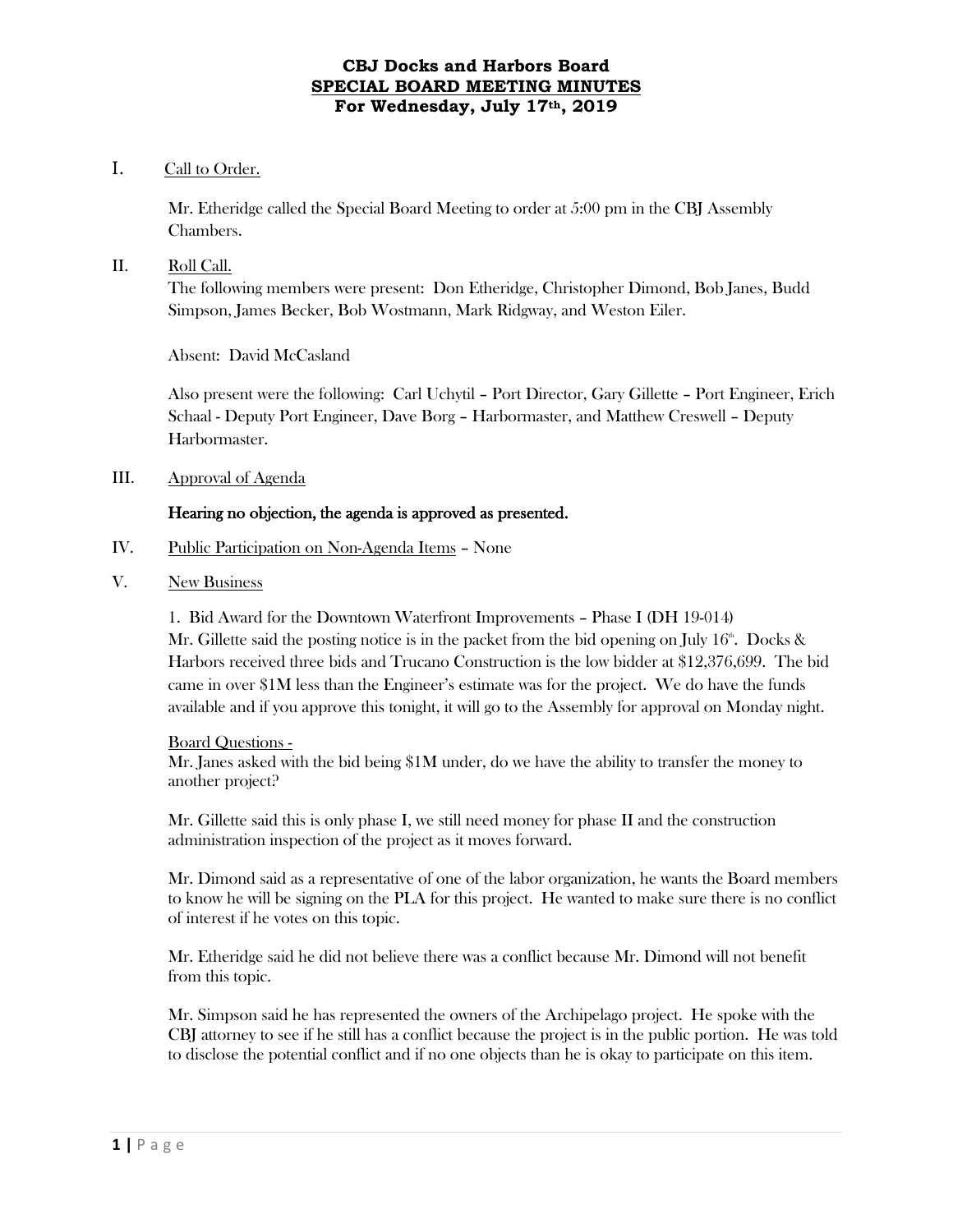# CBJ Docks and Harbors Board
## SPECIAL BOARD MEETING MINUTES
### For Wednesday, July 17th, 2019

I. Call to Order.

Mr. Etheridge called the Special Board Meeting to order at 5:00 pm in the CBJ Assembly Chambers.

II. Roll Call.

The following members were present: Don Etheridge, Christopher Dimond, Bob Janes, Budd Simpson, James Becker, Bob Wostmann, Mark Ridgway, and Weston Eiler.

Absent: David McCasland

Also present were the following: Carl Uchytil – Port Director, Gary Gillette – Port Engineer, Erich Schaal - Deputy Port Engineer, Dave Borg – Harbormaster, and Matthew Creswell – Deputy Harbormaster.

III. Approval of Agenda

**Hearing no objection, the agenda is approved as presented.**

IV. Public Participation on Non-Agenda Items – None

V. New Business

1. Bid Award for the Downtown Waterfront Improvements – Phase I (DH 19-014)

Mr. Gillette said the posting notice is in the packet from the bid opening on July 16th. Docks & Harbors received three bids and Trucano Construction is the low bidder at $12,376,699. The bid came in over $1M less than the Engineer's estimate was for the project. We do have the funds available and if you approve this tonight, it will go to the Assembly for approval on Monday night.

Board Questions -

Mr. Janes asked with the bid being $1M under, do we have the ability to transfer the money to another project?

Mr. Gillette said this is only phase I, we still need money for phase II and the construction administration inspection of the project as it moves forward.

Mr. Dimond said as a representative of one of the labor organization, he wants the Board members to know he will be signing on the PLA for this project. He wanted to make sure there is no conflict of interest if he votes on this topic.

Mr. Etheridge said he did not believe there was a conflict because Mr. Dimond will not benefit from this topic.

Mr. Simpson said he has represented the owners of the Archipelago project. He spoke with the CBJ attorney to see if he still has a conflict because the project is in the public portion. He was told to disclose the potential conflict and if no one objects than he is okay to participate on this item.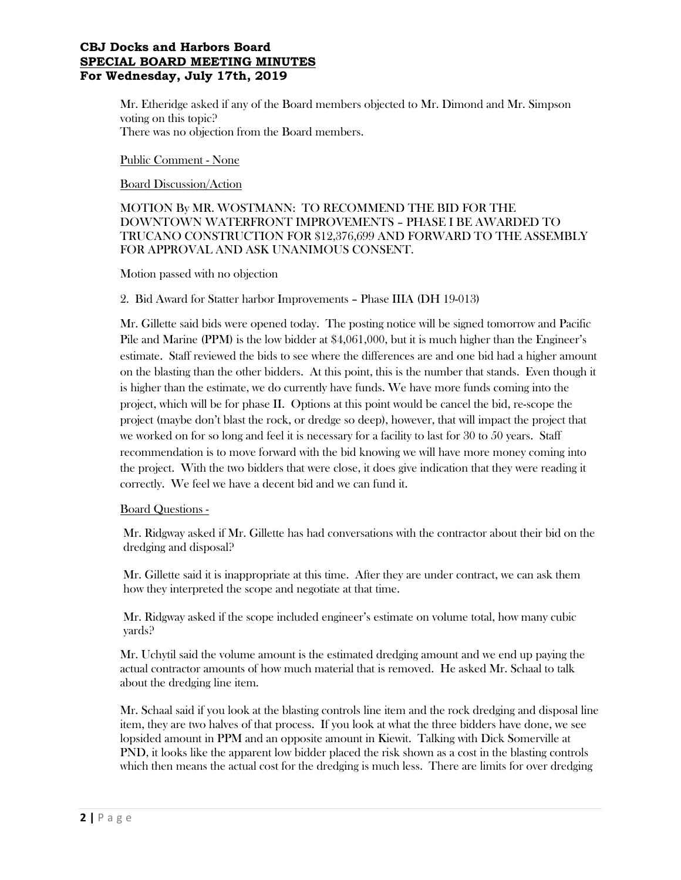Mr. Etheridge asked if any of the Board members objected to Mr. Dimond and Mr. Simpson voting on this topic?
There was no objection from the Board members.

Public Comment - None

Board Discussion/Action

MOTION By MR. WOSTMANN: TO RECOMMEND THE BID FOR THE DOWNTOWN WATERFRONT IMPROVEMENTS – PHASE I BE AWARDED TO TRUCANO CONSTRUCTION FOR $12,376,699 AND FORWARD TO THE ASSEMBLY FOR APPROVAL AND ASK UNANIMOUS CONSENT.

Motion passed with no objection

2. Bid Award for Statter harbor Improvements – Phase IIIA (DH 19-013)

Mr. Gillette said bids were opened today. The posting notice will be signed tomorrow and Pacific Pile and Marine (PPM) is the low bidder at $4,061,000, but it is much higher than the Engineer's estimate. Staff reviewed the bids to see where the differences are and one bid had a higher amount on the blasting than the other bidders. At this point, this is the number that stands. Even though it is higher than the estimate, we do currently have funds. We have more funds coming into the project, which will be for phase II. Options at this point would be cancel the bid, re-scope the project (maybe don't blast the rock, or dredge so deep), however, that will impact the project that we worked on for so long and feel it is necessary for a facility to last for 30 to 50 years. Staff recommendation is to move forward with the bid knowing we will have more money coming into the project. With the two bidders that were close, it does give indication that they were reading it correctly. We feel we have a decent bid and we can fund it.

Board Questions -

Mr. Ridgway asked if Mr. Gillette has had conversations with the contractor about their bid on the dredging and disposal?

Mr. Gillette said it is inappropriate at this time. After they are under contract, we can ask them how they interpreted the scope and negotiate at that time.

Mr. Ridgway asked if the scope included engineer's estimate on volume total, how many cubic yards?

Mr. Uchytil said the volume amount is the estimated dredging amount and we end up paying the actual contractor amounts of how much material that is removed. He asked Mr. Schaal to talk about the dredging line item.

Mr. Schaal said if you look at the blasting controls line item and the rock dredging and disposal line item, they are two halves of that process. If you look at what the three bidders have done, we see lopsided amount in PPM and an opposite amount in Kiewit. Talking with Dick Somerville at PND, it looks like the apparent low bidder placed the risk shown as a cost in the blasting controls which then means the actual cost for the dredging is much less. There are limits for over dredging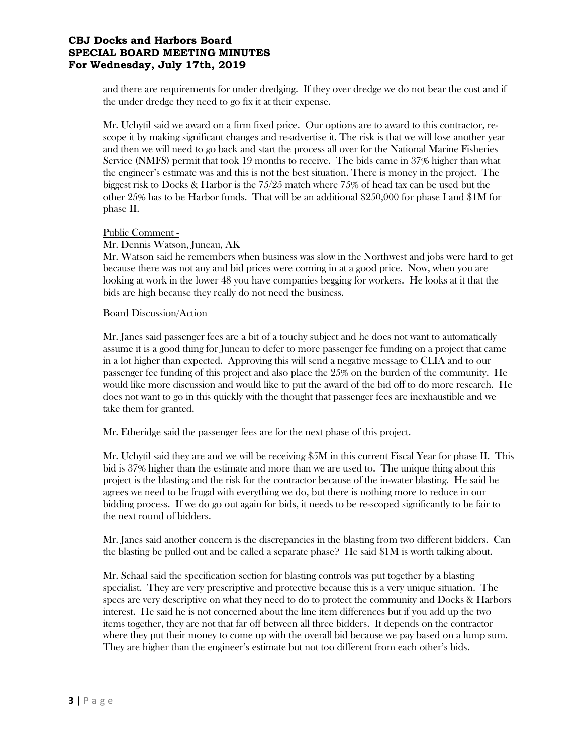and there are requirements for under dredging. If they over dredge we do not bear the cost and if the under dredge they need to go fix it at their expense.

Mr. Uchytil said we award on a firm fixed price. Our options are to award to this contractor, re-scope it by making significant changes and re-advertise it. The risk is that we will lose another year and then we will need to go back and start the process all over for the National Marine Fisheries Service (NMFS) permit that took 19 months to receive. The bids came in 37% higher than what the engineer's estimate was and this is not the best situation. There is money in the project. The biggest risk to Docks & Harbor is the 75/25 match where 75% of head tax can be used but the other 25% has to be Harbor funds. That will be an additional $250,000 for phase I and $1M for phase II.

Public Comment -

Mr. Dennis Watson, Juneau, AK

Mr. Watson said he remembers when business was slow in the Northwest and jobs were hard to get because there was not any and bid prices were coming in at a good price. Now, when you are looking at work in the lower 48 you have companies begging for workers. He looks at it that the bids are high because they really do not need the business.

Board Discussion/Action

Mr. Janes said passenger fees are a bit of a touchy subject and he does not want to automatically assume it is a good thing for Juneau to defer to more passenger fee funding on a project that came in a lot higher than expected. Approving this will send a negative message to CLIA and to our passenger fee funding of this project and also place the 25% on the burden of the community. He would like more discussion and would like to put the award of the bid off to do more research. He does not want to go in this quickly with the thought that passenger fees are inexhaustible and we take them for granted.

Mr. Etheridge said the passenger fees are for the next phase of this project.

Mr. Uchytil said they are and we will be receiving $5M in this current Fiscal Year for phase II. This bid is 37% higher than the estimate and more than we are used to. The unique thing about this project is the blasting and the risk for the contractor because of the in-water blasting. He said he agrees we need to be frugal with everything we do, but there is nothing more to reduce in our bidding process. If we do go out again for bids, it needs to be re-scoped significantly to be fair to the next round of bidders.

Mr. Janes said another concern is the discrepancies in the blasting from two different bidders. Can the blasting be pulled out and be called a separate phase? He said $1M is worth talking about.

Mr. Schaal said the specification section for blasting controls was put together by a blasting specialist. They are very prescriptive and protective because this is a very unique situation. The specs are very descriptive on what they need to do to protect the community and Docks & Harbors interest. He said he is not concerned about the line item differences but if you add up the two items together, they are not that far off between all three bidders. It depends on the contractor where they put their money to come up with the overall bid because we pay based on a lump sum. They are higher than the engineer's estimate but not too different from each other's bids.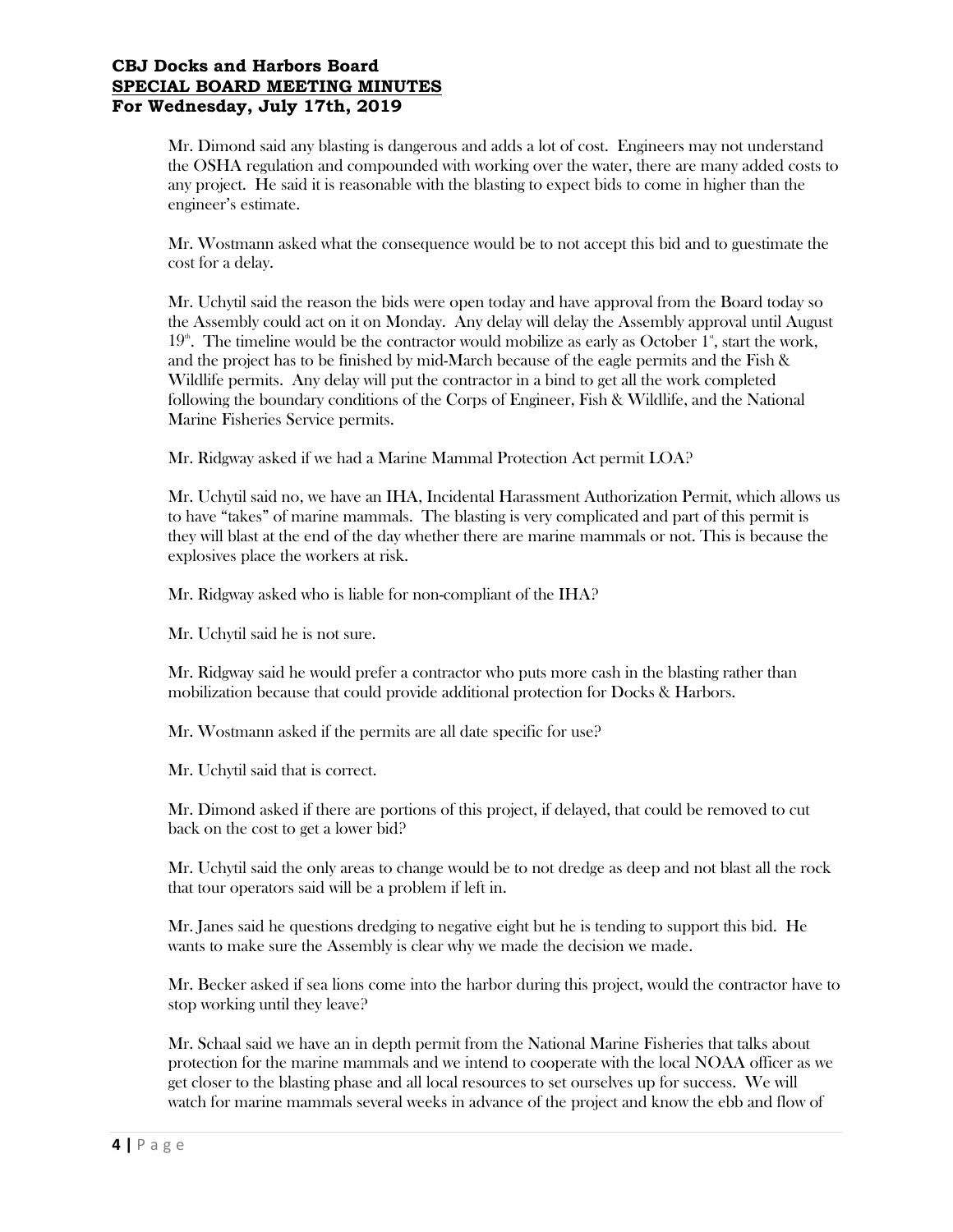Mr. Dimond said any blasting is dangerous and adds a lot of cost. Engineers may not understand the OSHA regulation and compounded with working over the water, there are many added costs to any project. He said it is reasonable with the blasting to expect bids to come in higher than the engineer's estimate.

Mr. Wostmann asked what the consequence would be to not accept this bid and to guestimate the cost for a delay.

Mr. Uchytil said the reason the bids were open today and have approval from the Board today so the Assembly could act on it on Monday. Any delay will delay the Assembly approval until August 19th. The timeline would be the contractor would mobilize as early as October 1st, start the work, and the project has to be finished by mid-March because of the eagle permits and the Fish & Wildlife permits. Any delay will put the contractor in a bind to get all the work completed following the boundary conditions of the Corps of Engineer, Fish & Wildlife, and the National Marine Fisheries Service permits.

Mr. Ridgway asked if we had a Marine Mammal Protection Act permit LOA?

Mr. Uchytil said no, we have an IHA, Incidental Harassment Authorization Permit, which allows us to have "takes" of marine mammals. The blasting is very complicated and part of this permit is they will blast at the end of the day whether there are marine mammals or not. This is because the explosives place the workers at risk.

Mr. Ridgway asked who is liable for non-compliant of the IHA?

Mr. Uchytil said he is not sure.

Mr. Ridgway said he would prefer a contractor who puts more cash in the blasting rather than mobilization because that could provide additional protection for Docks & Harbors.

Mr. Wostmann asked if the permits are all date specific for use?

Mr. Uchytil said that is correct.

Mr. Dimond asked if there are portions of this project, if delayed, that could be removed to cut back on the cost to get a lower bid?

Mr. Uchytil said the only areas to change would be to not dredge as deep and not blast all the rock that tour operators said will be a problem if left in.

Mr. Janes said he questions dredging to negative eight but he is tending to support this bid. He wants to make sure the Assembly is clear why we made the decision we made.

Mr. Becker asked if sea lions come into the harbor during this project, would the contractor have to stop working until they leave?

Mr. Schaal said we have an in depth permit from the National Marine Fisheries that talks about protection for the marine mammals and we intend to cooperate with the local NOAA officer as we get closer to the blasting phase and all local resources to set ourselves up for success. We will watch for marine mammals several weeks in advance of the project and know the ebb and flow of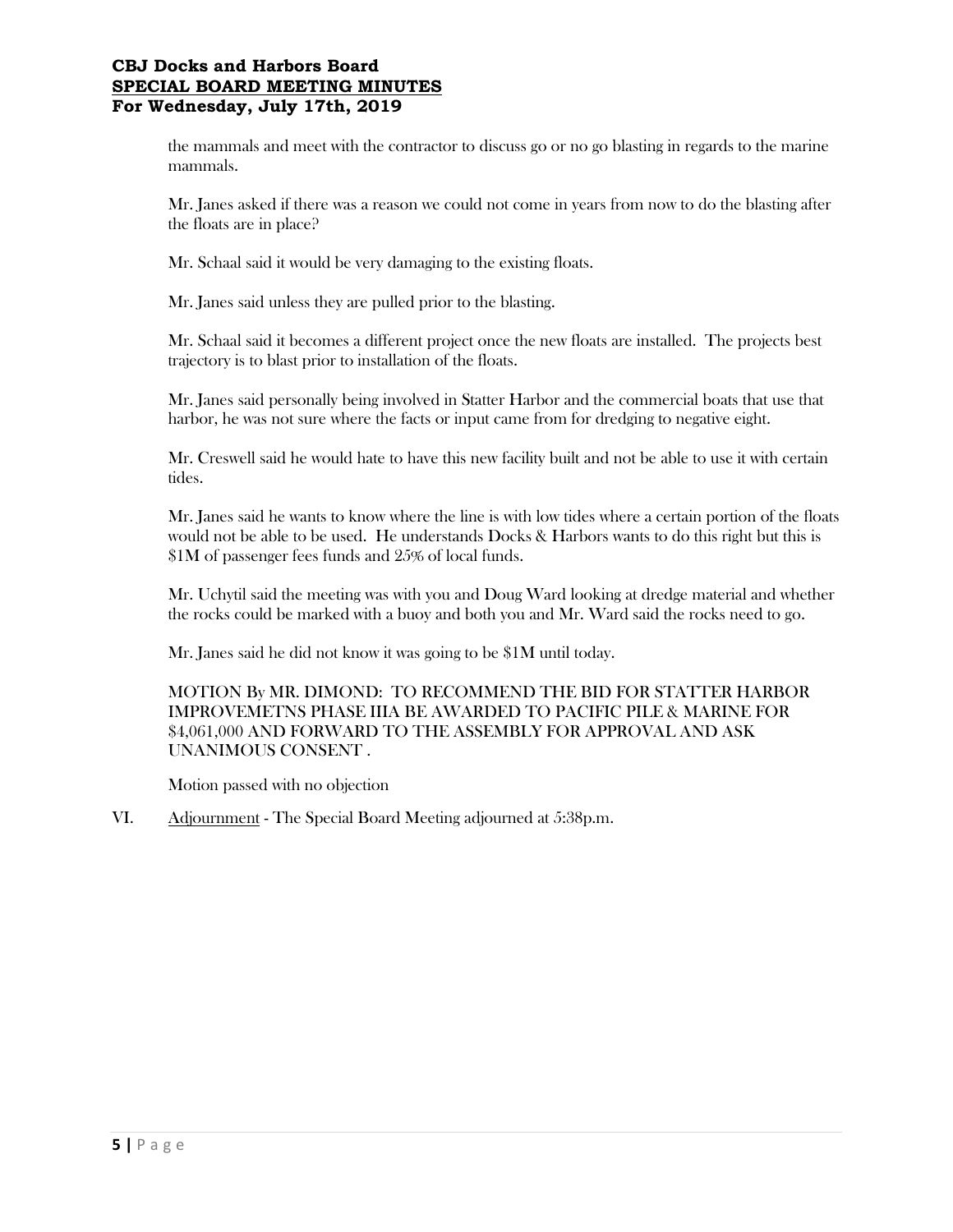the mammals and meet with the contractor to discuss go or no go blasting in regards to the marine mammals.

Mr. Janes asked if there was a reason we could not come in years from now to do the blasting after the floats are in place?

Mr. Schaal said it would be very damaging to the existing floats.

Mr. Janes said unless they are pulled prior to the blasting.

Mr. Schaal said it becomes a different project once the new floats are installed. The projects best trajectory is to blast prior to installation of the floats.

Mr. Janes said personally being involved in Statter Harbor and the commercial boats that use that harbor, he was not sure where the facts or input came from for dredging to negative eight.

Mr. Creswell said he would hate to have this new facility built and not be able to use it with certain tides.

Mr. Janes said he wants to know where the line is with low tides where a certain portion of the floats would not be able to be used. He understands Docks & Harbors wants to do this right but this is $1M of passenger fees funds and 25% of local funds.

Mr. Uchytil said the meeting was with you and Doug Ward looking at dredge material and whether the rocks could be marked with a buoy and both you and Mr. Ward said the rocks need to go.

Mr. Janes said he did not know it was going to be $1M until today.

MOTION By MR. DIMOND: TO RECOMMEND THE BID FOR STATTER HARBOR IMPROVEMETNS PHASE IIIA BE AWARDED TO PACIFIC PILE & MARINE FOR $4,061,000 AND FORWARD TO THE ASSEMBLY FOR APPROVAL AND ASK UNANIMOUS CONSENT .

Motion passed with no objection

VI. Adjournment - The Special Board Meeting adjourned at 5:38p.m.